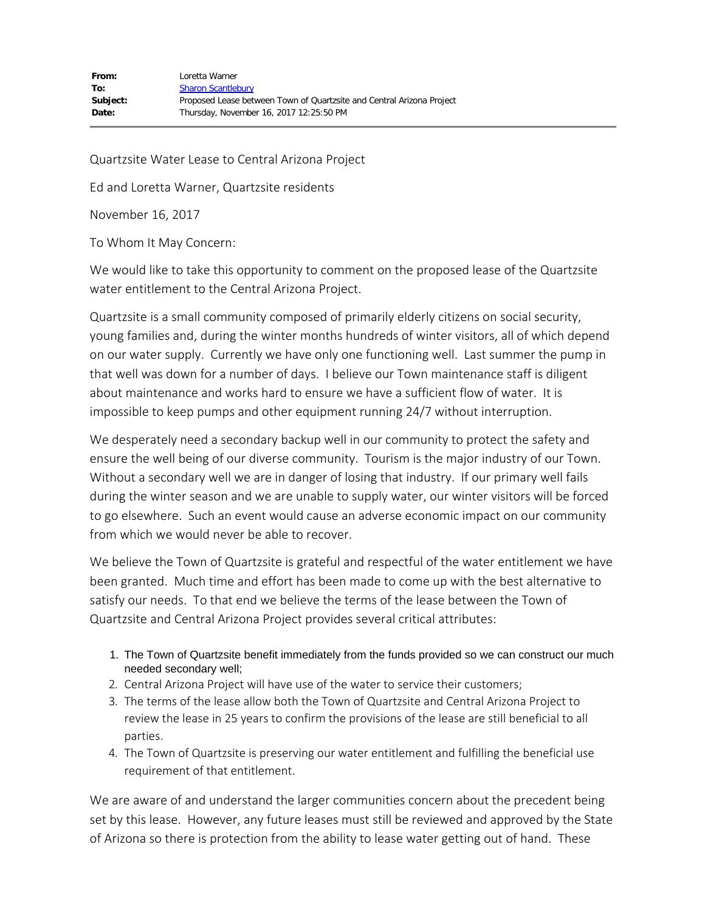| | |
|---|---|
| **From:** | Loretta Warner |
| **To:** | Sharon Scantlebury |
| **Subject:** | Proposed Lease between Town of Quartzsite and Central Arizona Project |
| **Date:** | Thursday, November 16, 2017 12:25:50 PM |

---

Quartzsite Water Lease to Central Arizona Project

Ed and Loretta Warner, Quartzsite residents

November 16, 2017

To Whom It May Concern:

We would like to take this opportunity to comment on the proposed lease of the Quartzsite water entitlement to the Central Arizona Project.

Quartzsite is a small community composed of primarily elderly citizens on social security, young families and, during the winter months hundreds of winter visitors, all of which depend on our water supply. Currently we have only one functioning well. Last summer the pump in that well was down for a number of days. I believe our Town maintenance staff is diligent about maintenance and works hard to ensure we have a sufficient flow of water. It is impossible to keep pumps and other equipment running 24/7 without interruption.

We desperately need a secondary backup well in our community to protect the safety and ensure the well being of our diverse community. Tourism is the major industry of our Town. Without a secondary well we are in danger of losing that industry. If our primary well fails during the winter season and we are unable to supply water, our winter visitors will be forced to go elsewhere. Such an event would cause an adverse economic impact on our community from which we would never be able to recover.

We believe the Town of Quartzsite is grateful and respectful of the water entitlement we have been granted. Much time and effort has been made to come up with the best alternative to satisfy our needs. To that end we believe the terms of the lease between the Town of Quartzsite and Central Arizona Project provides several critical attributes:

1. The Town of Quartzsite benefit immediately from the funds provided so we can construct our much needed secondary well;
2. Central Arizona Project will have use of the water to service their customers;
3. The terms of the lease allow both the Town of Quartzsite and Central Arizona Project to review the lease in 25 years to confirm the provisions of the lease are still beneficial to all parties.
4. The Town of Quartzsite is preserving our water entitlement and fulfilling the beneficial use requirement of that entitlement.

We are aware of and understand the larger communities concern about the precedent being set by this lease. However, any future leases must still be reviewed and approved by the State of Arizona so there is protection from the ability to lease water getting out of hand. These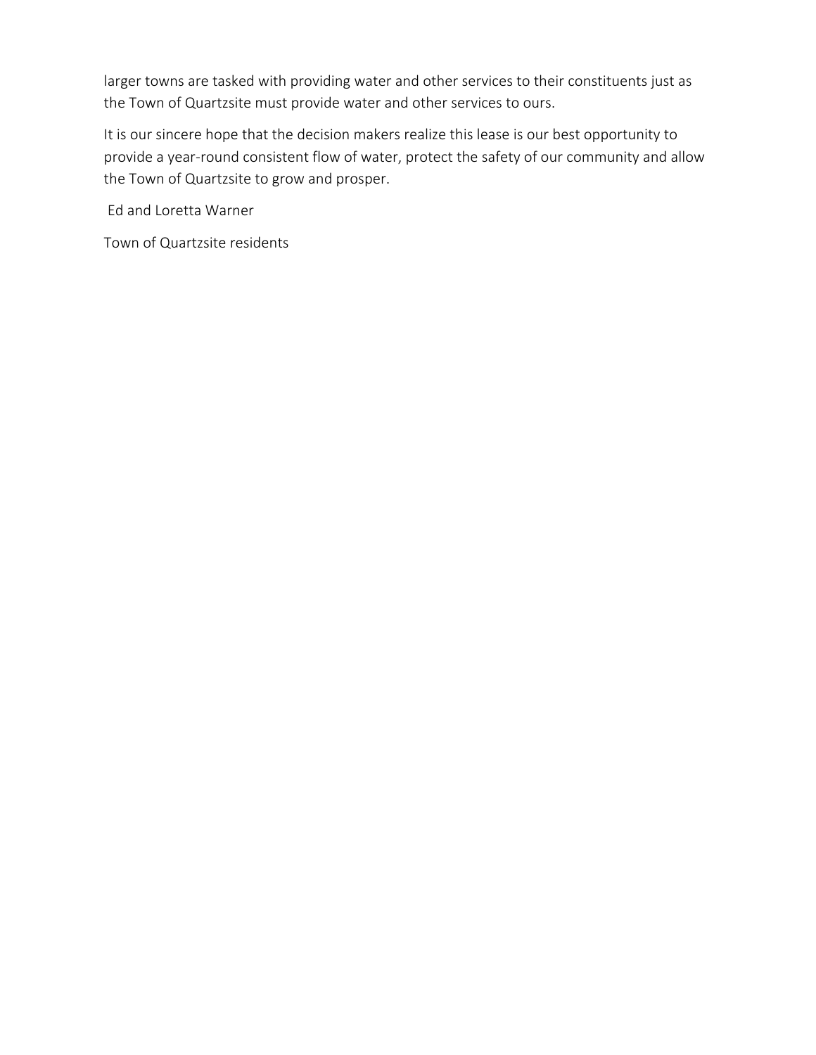larger towns are tasked with providing water and other services to their constituents just as the Town of Quartzsite must provide water and other services to ours.

It is our sincere hope that the decision makers realize this lease is our best opportunity to provide a year-round consistent flow of water, protect the safety of our community and allow the Town of Quartzsite to grow and prosper.

Ed and Loretta Warner

Town of Quartzsite residents